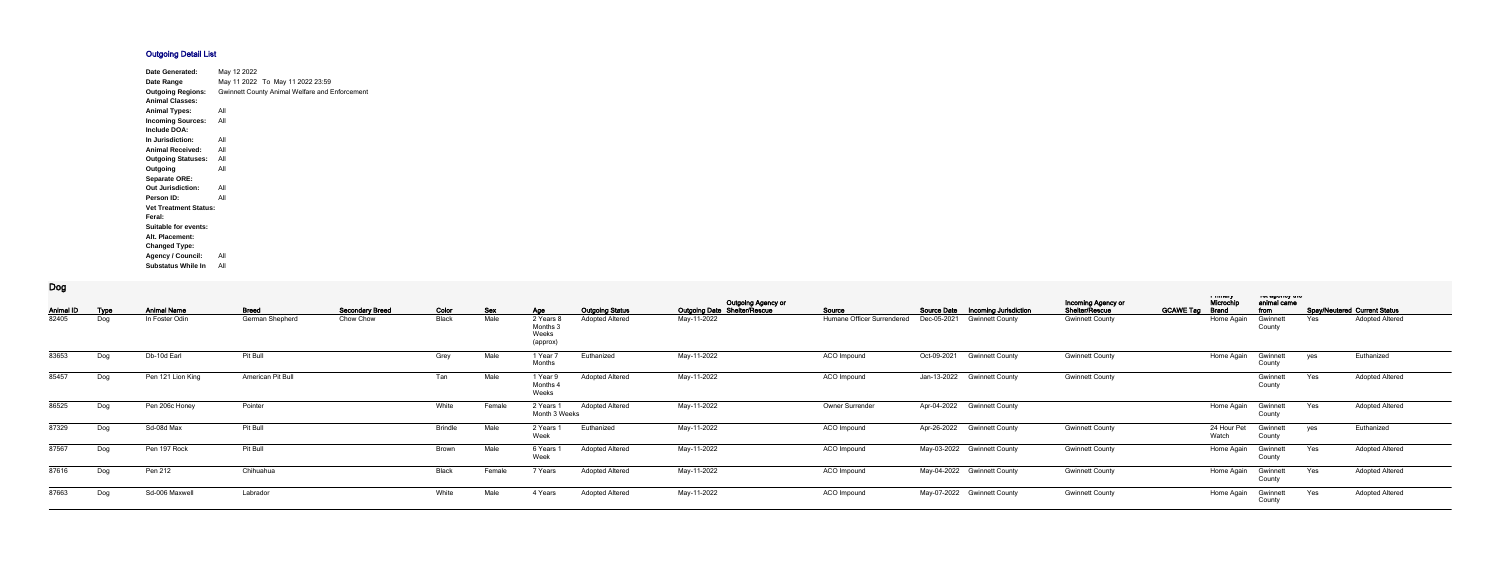# Outgoing Detail List

| | |
|---|---|
| **Date Generated:** | May 12 2022 |
| **Date Range** | May 11 2022 To May 11 2022 23:59 |
| **Outgoing Regions:** | Gwinnett County Animal Welfare and Enforcement |
| **Animal Classes:** | |
| **Animal Types:** | All |
| **Incoming Sources:** | All |
| **Include DOA:** | |
| **In Jurisdiction:** | All |
| **Animal Received:** | All |
| **Outgoing Statuses:** | All |
| **Outgoing** | All |
| **Separate ORE:** | |
| **Out Jurisdiction:** | All |
| **Person ID:** | All |
| **Vet Treatment Status:** | |
| **Feral:** | |
| **Suitable for events:** | |
| **Alt. Placement:** | |
| **Changed Type:** | |
| **Agency / Council:** | All |
| **Substatus While In** | All |

## Dog

| Animal ID | Type | Animal Name | Breed | Secondary Breed | Color | Sex | Age | Outgoing Status | Outgoing Date | Outgoing Agency or Shelter/Rescue | Source | Source Date | Incoming Jurisdiction | Incoming Agency or Shelter/Rescue | GCAWE Tag | Primary Microchip Brand | Ret agency the animal came from | Spay/Neutered | Current Status |
|---|---|---|---|---|---|---|---|---|---|---|---|---|---|---|---|---|---|---|---|
| 82405 | Dog | In Foster Odin | German Shepherd | Chow Chow | Black | Male | 2 Years 8 Months 3 Weeks (approx) | Adopted Altered | May-11-2022 | | Humane Officer Surrendered | Dec-05-2021 | Gwinnett County | Gwinnett County | | Home Again | Gwinnett County | Yes | Adopted Altered |
| 83653 | Dog | Db-10d Earl | Pit Bull | | Grey | Male | 1 Year 7 Months | Euthanized | May-11-2022 | | ACO Impound | Oct-09-2021 | Gwinnett County | Gwinnett County | | Home Again | Gwinnett County | yes | Euthanized |
| 85457 | Dog | Pen 121 Lion King | American Pit Bull | | Tan | Male | 1 Year 9 Months 4 Weeks | Adopted Altered | May-11-2022 | | ACO Impound | Jan-13-2022 | Gwinnett County | Gwinnett County | | | Gwinnett County | Yes | Adopted Altered |
| 86525 | Dog | Pen 206c Honey | Pointer | | White | Female | 2 Years 1 Month 3 Weeks | Adopted Altered | May-11-2022 | | Owner Surrender | Apr-04-2022 | Gwinnett County | | | Home Again | Gwinnett County | Yes | Adopted Altered |
| 87329 | Dog | Sd-08d Max | Pit Bull | | Brindle | Male | 2 Years 1 Week | Euthanized | May-11-2022 | | ACO Impound | Apr-26-2022 | Gwinnett County | Gwinnett County | | 24 Hour Pet Watch | Gwinnett County | yes | Euthanized |
| 87567 | Dog | Pen 197 Rock | Pit Bull | | Brown | Male | 6 Years 1 Week | Adopted Altered | May-11-2022 | | ACO Impound | May-03-2022 | Gwinnett County | Gwinnett County | | Home Again | Gwinnett County | Yes | Adopted Altered |
| 87616 | Dog | Pen 212 | Chihuahua | | Black | Female | 7 Years | Adopted Altered | May-11-2022 | | ACO Impound | May-04-2022 | Gwinnett County | Gwinnett County | | Home Again | Gwinnett County | Yes | Adopted Altered |
| 87663 | Dog | Sd-006 Maxwell | Labrador | | White | Male | 4 Years | Adopted Altered | May-11-2022 | | ACO Impound | May-07-2022 | Gwinnett County | Gwinnett County | | Home Again | Gwinnett County | Yes | Adopted Altered |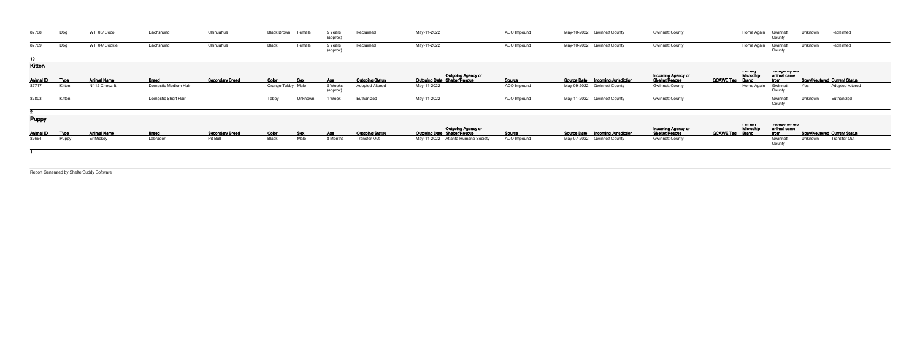| | | | | | | | | | | | | | | | | | | |
|---|---|---|---|---|---|---|---|---|---|---|---|---|---|---|---|---|---|---|
| 87768 | Dog | W F 03/ Coco | Dachshund | Chihuahua | Black Brown | Female | 5 Years (approx) | Reclaimed | May-11-2022 | | ACO Impound | May-10-2022 | Gwinnett County | Gwinnett County | | Home Again | Gwinnett County | Unknown | Reclaimed |
| 87769 | Dog | W F 04/ Cookie | Dachshund | Chihuahua | Black | Female | 5 Years (approx) | Reclaimed | May-11-2022 | | ACO Impound | May-10-2022 | Gwinnett County | Gwinnett County | | Home Again | Gwinnett County | Unknown | Reclaimed |

**10**

## Kitten

| Animal ID | Type | Animal Name | Breed | Secondary Breed | Color | Sex | Age | Outgoing Status | Outgoing Date | Outgoing Agency or Shelter/Rescue | Source | Source Date | Incoming Jurisdiction | Incoming Agency or Shelter/Rescue | GCAWE Tag | Primary Microchip Brand | 1st agency the animal came from | Spay/Neutered | Current Status |
|---|---|---|---|---|---|---|---|---|---|---|---|---|---|---|---|---|---|---|---|
| 87717 | Kitten | Nf-12 Cheez-It | Domestic Medium Hair | | Orange Tabby | Male | 8 Weeks (approx) | Adopted Altered | May-11-2022 | | ACO Impound | May-09-2022 | Gwinnett County | Gwinnett County | | Home Again | Gwinnett County | Yes | Adopted Altered |
| 87803 | Kitten | | Domestic Short Hair | | Tabby | Unknown | 1 Week | Euthanized | May-11-2022 | | ACO Impound | May-11-2022 | Gwinnett County | Gwinnett County | | | Gwinnett County | Unknown | Euthanized |

**2**

## Puppy

| Animal ID | Type | Animal Name | Breed | Secondary Breed | Color | Sex | Age | Outgoing Status | Outgoing Date | Outgoing Agency or Shelter/Rescue | Source | Source Date | Incoming Jurisdiction | Incoming Agency or Shelter/Rescue | GCAWE Tag | Primary Microchip Brand | 1st agency the animal came from | Spay/Neutered | Current Status |
|---|---|---|---|---|---|---|---|---|---|---|---|---|---|---|---|---|---|---|---|
| 87664 | Puppy | Er Mickey | Labrador | Pit Bull | Black | Male | 8 Months | Transfer Out | May-11-2022 | Atlanta Humane Society | ACO Impound | May-07-2022 | Gwinnett County | Gwinnett County | | | Gwinnett County | Unknown | Transfer Out |

**1**

Report Generated by ShelterBuddy Software